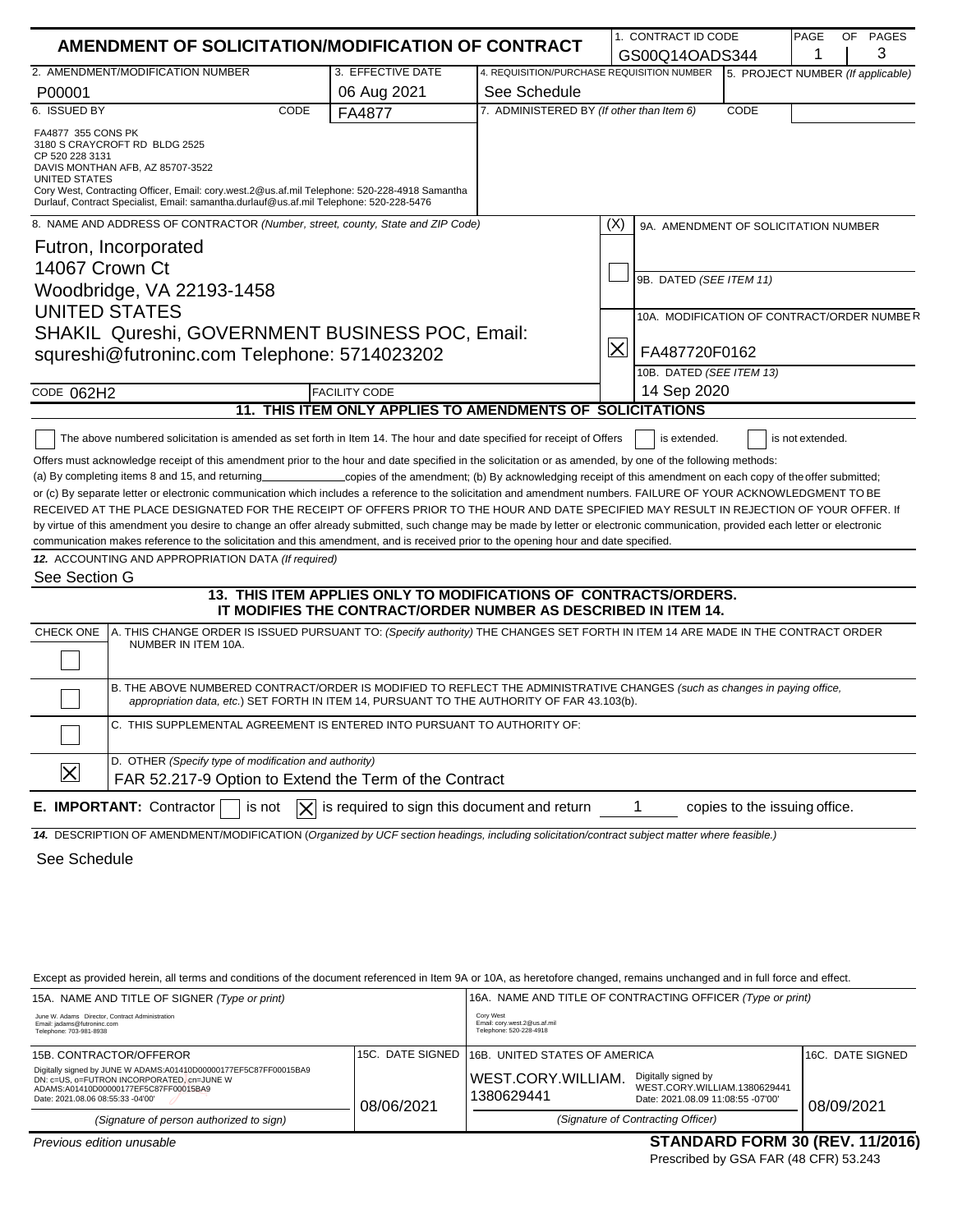# AMENDMENT OF SOLICITATION/MODIFICATION OF CONTRACT

| 1. CONTRACT ID CODE | PAGE OF PAGES |
|---|---|
| GS00Q14OADS344 | 1 / 3 |

| 2. AMENDMENT/MODIFICATION NUMBER | 3. EFFECTIVE DATE | 4. REQUISITION/PURCHASE REQUISITION NUMBER | 5. PROJECT NUMBER (If applicable) |
|---|---|---|---|
| P00001 | 06 Aug 2021 | See Schedule | |

**6. ISSUED BY** CODE FA4877

FA4877 355 CONS PK
3180 S CRAYCROFT RD BLDG 2525
CP 520 228 3131
DAVIS MONTHAN AFB, AZ 85707-3522
UNITED STATES
Cory West, Contracting Officer, Email: cory.west.2@us.af.mil Telephone: 520-228-4918 Samantha Durlauf, Contract Specialist, Email: samantha.durlauf@us.af.mil Telephone: 520-228-5476

**7. ADMINISTERED BY** *(If other than Item 6)* CODE

**8. NAME AND ADDRESS OF CONTRACTOR** *(Number, street, county, State and ZIP Code)*

Futron, Incorporated
14067 Crown Ct
Woodbridge, VA 22193-1458
UNITED STATES
SHAKIL Qureshi, GOVERNMENT BUSINESS POC, Email: squreshi@futroninc.com Telephone: 5714023202

CODE 062H2 FACILITY CODE

| (X) | |
|---|---|
| ☐ | 9A. AMENDMENT OF SOLICITATION NUMBER |
| | 9B. DATED *(SEE ITEM 11)* |
| ☒ | 10A. MODIFICATION OF CONTRACT/ORDER NUMBER: FA487720F0162 |
| | 10B. DATED *(SEE ITEM 13)*: 14 Sep 2020 |

## 11. THIS ITEM ONLY APPLIES TO AMENDMENTS OF SOLICITATIONS

☐ The above numbered solicitation is amended as set forth in Item 14. The hour and date specified for receipt of Offers ☐ is extended. ☐ is not extended.

Offers must acknowledge receipt of this amendment prior to the hour and date specified in the solicitation or as amended, by one of the following methods: (a) By completing items 8 and 15, and returning\_\_\_\_\_\_\_\_\_\_\_\_copies of the amendment; (b) By acknowledging receipt of this amendment on each copy of the offer submitted; or (c) By separate letter or electronic communication which includes a reference to the solicitation and amendment numbers. FAILURE OF YOUR ACKNOWLEDGMENT TO BE RECEIVED AT THE PLACE DESIGNATED FOR THE RECEIPT OF OFFERS PRIOR TO THE HOUR AND DATE SPECIFIED MAY RESULT IN REJECTION OF YOUR OFFER. If by virtue of this amendment you desire to change an offer already submitted, such change may be made by letter or electronic communication, provided each letter or electronic communication makes reference to the solicitation and this amendment, and is received prior to the opening hour and date specified.

**12. ACCOUNTING AND APPROPRIATION DATA** *(If required)*

See Section G

## 13. THIS ITEM APPLIES ONLY TO MODIFICATIONS OF CONTRACTS/ORDERS. IT MODIFIES THE CONTRACT/ORDER NUMBER AS DESCRIBED IN ITEM 14.

| CHECK ONE | |
|---|---|
| ☐ | A. THIS CHANGE ORDER IS ISSUED PURSUANT TO: *(Specify authority)* THE CHANGES SET FORTH IN ITEM 14 ARE MADE IN THE CONTRACT ORDER NUMBER IN ITEM 10A. |
| ☐ | B. THE ABOVE NUMBERED CONTRACT/ORDER IS MODIFIED TO REFLECT THE ADMINISTRATIVE CHANGES *(such as changes in paying office, appropriation data, etc.)* SET FORTH IN ITEM 14, PURSUANT TO THE AUTHORITY OF FAR 43.103(b). |
| ☐ | C. THIS SUPPLEMENTAL AGREEMENT IS ENTERED INTO PURSUANT TO AUTHORITY OF: |
| ☒ | D. OTHER *(Specify type of modification and authority)* FAR 52.217-9 Option to Extend the Term of the Contract |

**E. IMPORTANT:** Contractor ☐ is not ☒ is required to sign this document and return 1 copies to the issuing office.

**14. DESCRIPTION OF AMENDMENT/MODIFICATION** *(Organized by UCF section headings, including solicitation/contract subject matter where feasible.)*

See Schedule

Except as provided herein, all terms and conditions of the document referenced in Item 9A or 10A, as heretofore changed, remains unchanged and in full force and effect.

| 15A. NAME AND TITLE OF SIGNER *(Type or print)* | | 16A. NAME AND TITLE OF CONTRACTING OFFICER *(Type or print)* | |
|---|---|---|---|
| June W. Adams Director, Contract Administration, Email: jadams@futroninc.com, Telephone: 703-981-8938 | | Cory West, Email: cory.west.2@us.af.mil, Telephone: 520-228-4918 | |
| **15B. CONTRACTOR/OFFEROR** | **15C. DATE SIGNED** | **16B. UNITED STATES OF AMERICA** | **16C. DATE SIGNED** |
| Digitally signed by JUNE W ADAMS:A01410D00000177EF5C87FF00015BA9 DN: c=US, o=FUTRON INCORPORATED, cn=JUNE W ADAMS:A01410D00000177EF5C87FF00015BA9 Date: 2021.08.06 08:55:33 -04'00' | 08/06/2021 | WEST.CORY.WILLIAM.1380629441 Digitally signed by WEST.CORY.WILLIAM.1380629441 Date: 2021.08.09 11:08:55 -07'00' | 08/09/2021 |
| *(Signature of person authorized to sign)* | | *(Signature of Contracting Officer)* | |

*Previous edition unusable*

**STANDARD FORM 30 (REV. 11/2016)**
Prescribed by GSA FAR (48 CFR) 53.243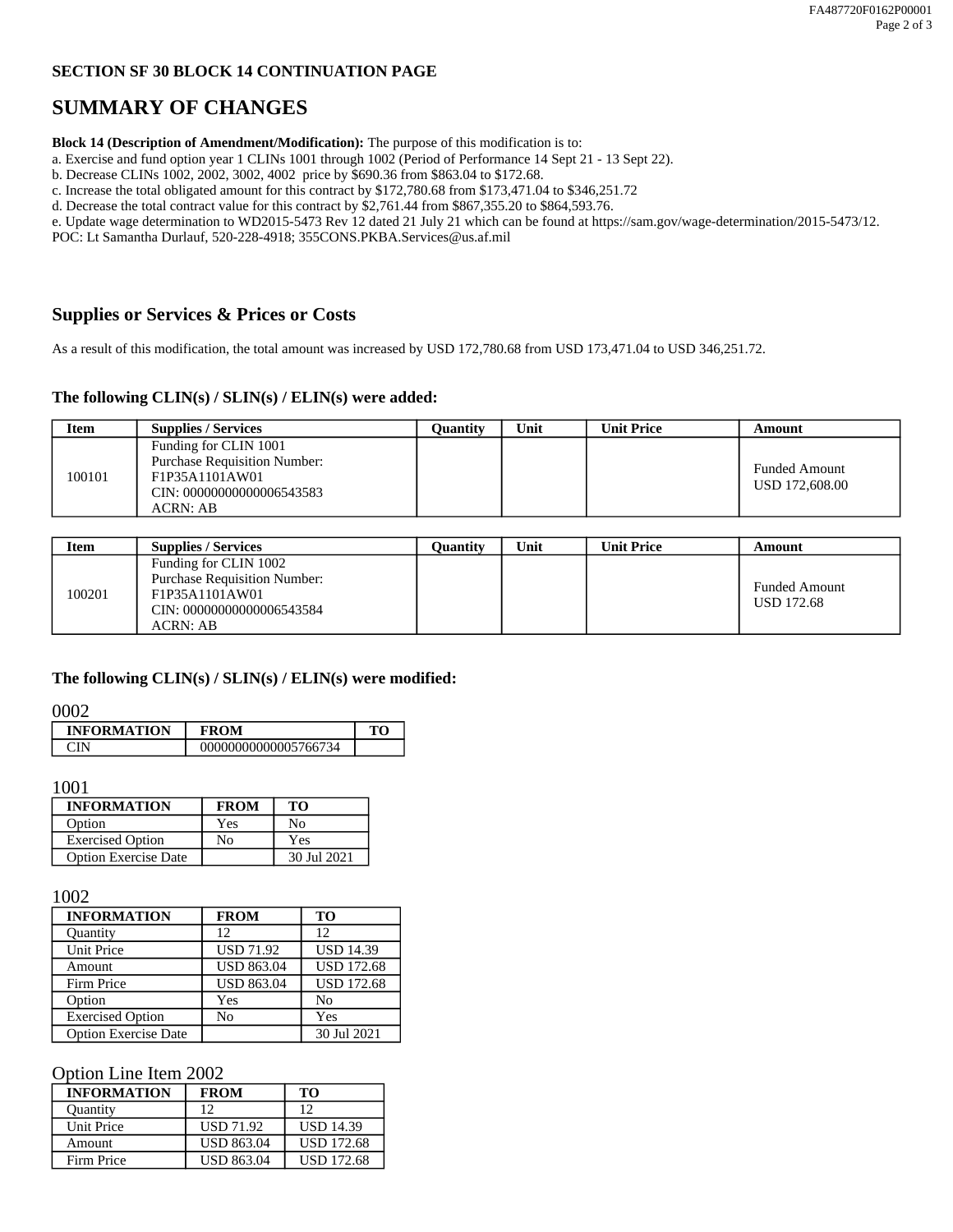### SECTION SF 30 BLOCK 14 CONTINUATION PAGE

## SUMMARY OF CHANGES

**Block 14 (Description of Amendment/Modification):** The purpose of this modification is to:

a. Exercise and fund option year 1 CLINs 1001 through 1002 (Period of Performance 14 Sept 21 - 13 Sept 22).
b. Decrease CLINs 1002, 2002, 3002, 4002 price by $690.36 from $863.04 to $172.68.
c. Increase the total obligated amount for this contract by $172,780.68 from $173,471.04 to $346,251.72
d. Decrease the total contract value for this contract by $2,761.44 from $867,355.20 to $864,593.76.
e. Update wage determination to WD2015-5473 Rev 12 dated 21 July 21 which can be found at https://sam.gov/wage-determination/2015-5473/12.
POC: Lt Samantha Durlauf, 520-228-4918; 355CONS.PKBA.Services@us.af.mil

## Supplies or Services & Prices or Costs

As a result of this modification, the total amount was increased by USD 172,780.68 from USD 173,471.04 to USD 346,251.72.

### The following CLIN(s) / SLIN(s) / ELIN(s) were added:

| Item | Supplies / Services | Quantity | Unit | Unit Price | Amount |
|---|---|---|---|---|---|
| 100101 | Funding for CLIN 1001<br>Purchase Requisition Number:<br>F1P35A1101AW01<br>CIN: 000000000000006543583<br>ACRN: AB | | | | Funded Amount<br>USD 172,608.00 |

| Item | Supplies / Services | Quantity | Unit | Unit Price | Amount |
|---|---|---|---|---|---|
| 100201 | Funding for CLIN 1002<br>Purchase Requisition Number:<br>F1P35A1101AW01<br>CIN: 000000000000006543584<br>ACRN: AB | | | | Funded Amount<br>USD 172.68 |

### The following CLIN(s) / SLIN(s) / ELIN(s) were modified:

0002

| INFORMATION | FROM | TO |
|---|---|---|
| CIN | 000000000000005766734 | |

1001

| INFORMATION | FROM | TO |
|---|---|---|
| Option | Yes | No |
| Exercised Option | No | Yes |
| Option Exercise Date | | 30 Jul 2021 |

1002

| INFORMATION | FROM | TO |
|---|---|---|
| Quantity | 12 | 12 |
| Unit Price | USD 71.92 | USD 14.39 |
| Amount | USD 863.04 | USD 172.68 |
| Firm Price | USD 863.04 | USD 172.68 |
| Option | Yes | No |
| Exercised Option | No | Yes |
| Option Exercise Date | | 30 Jul 2021 |

Option Line Item 2002

| INFORMATION | FROM | TO |
|---|---|---|
| Quantity | 12 | 12 |
| Unit Price | USD 71.92 | USD 14.39 |
| Amount | USD 863.04 | USD 172.68 |
| Firm Price | USD 863.04 | USD 172.68 |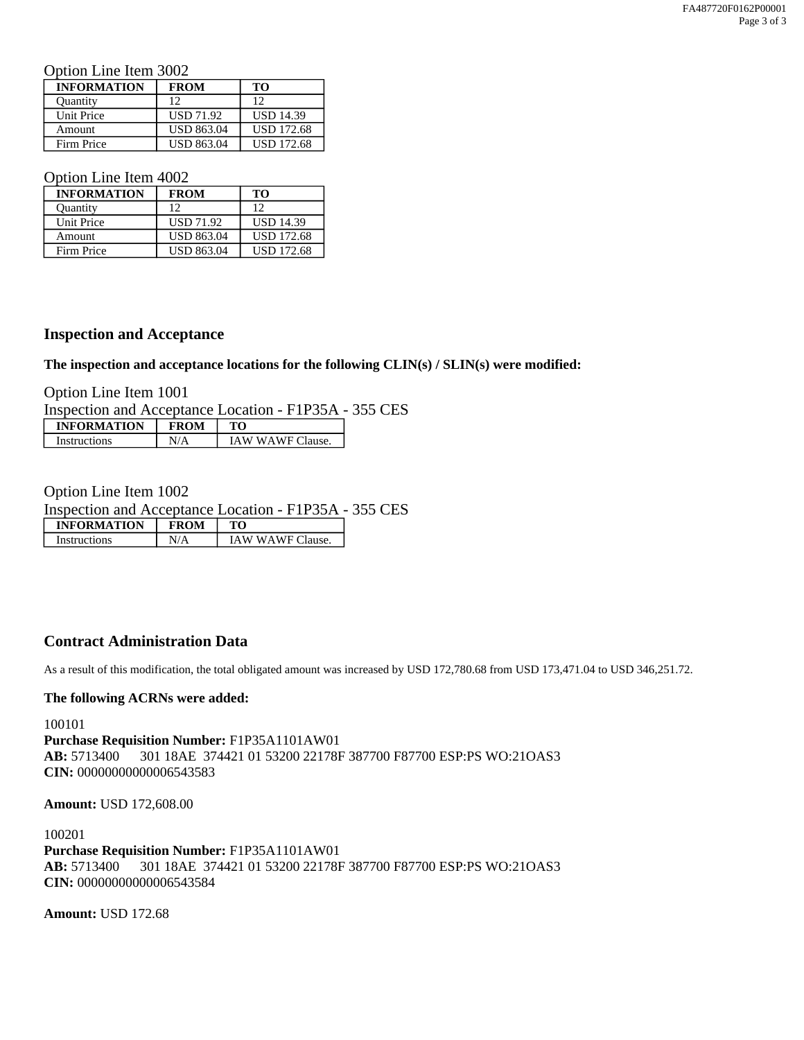Option Line Item 3002

| INFORMATION | FROM | TO |
| --- | --- | --- |
| Quantity | 12 | 12 |
| Unit Price | USD 71.92 | USD 14.39 |
| Amount | USD 863.04 | USD 172.68 |
| Firm Price | USD 863.04 | USD 172.68 |

Option Line Item 4002

| INFORMATION | FROM | TO |
| --- | --- | --- |
| Quantity | 12 | 12 |
| Unit Price | USD 71.92 | USD 14.39 |
| Amount | USD 863.04 | USD 172.68 |
| Firm Price | USD 863.04 | USD 172.68 |

## Inspection and Acceptance

**The inspection and acceptance locations for the following CLIN(s) / SLIN(s) were modified:**

Option Line Item 1001
Inspection and Acceptance Location - F1P35A - 355 CES

| INFORMATION | FROM | TO |
| --- | --- | --- |
| Instructions | N/A | IAW WAWF Clause. |

Option Line Item 1002
Inspection and Acceptance Location - F1P35A - 355 CES

| INFORMATION | FROM | TO |
| --- | --- | --- |
| Instructions | N/A | IAW WAWF Clause. |

## Contract Administration Data

As a result of this modification, the total obligated amount was increased by USD 172,780.68 from USD 173,471.04 to USD 346,251.72.

**The following ACRNs were added:**

100101
**Purchase Requisition Number:** F1P35A1101AW01
**AB:** 5713400 301 18AE 374421 01 53200 22178F 387700 F87700 ESP:PS WO:21OAS3
**CIN:** 000000000000006543583

**Amount:** USD 172,608.00

100201
**Purchase Requisition Number:** F1P35A1101AW01
**AB:** 5713400 301 18AE 374421 01 53200 22178F 387700 F87700 ESP:PS WO:21OAS3
**CIN:** 000000000000006543584

**Amount:** USD 172.68